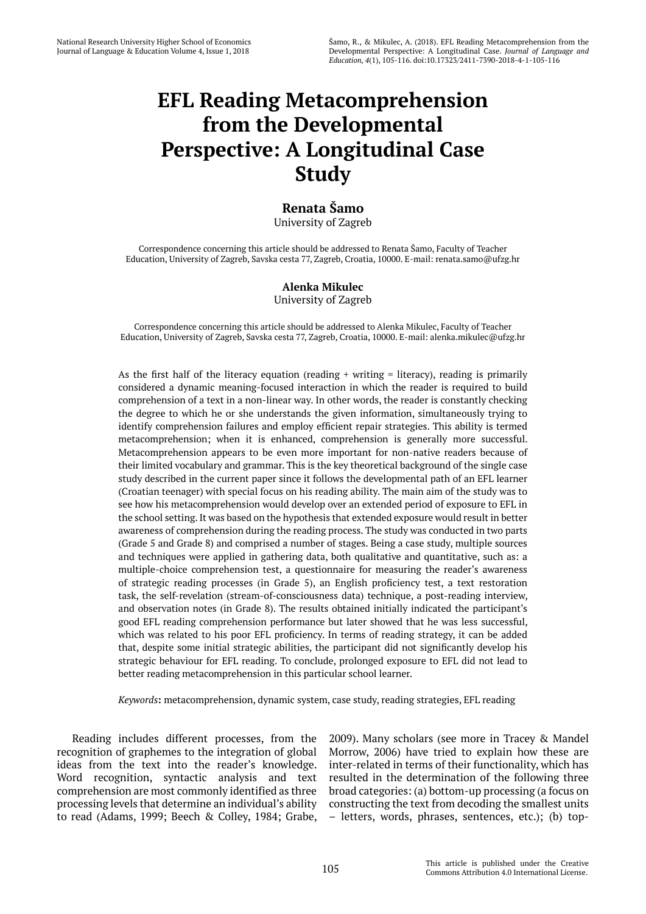# EFL Reading Metacomprehension from the Developmental Perspective: A Longitudinal Case Study

**Renata Šamo**
University of Zagreb

Correspondence concerning this article should be addressed to Renata Šamo, Faculty of Teacher Education, University of Zagreb, Savska cesta 77, Zagreb, Croatia, 10000. E-mail: renata.samo@ufzg.hr

**Alenka Mikulec**
University of Zagreb

Correspondence concerning this article should be addressed to Alenka Mikulec, Faculty of Teacher Education, University of Zagreb, Savska cesta 77, Zagreb, Croatia, 10000. E-mail: alenka.mikulec@ufzg.hr

As the first half of the literacy equation (reading + writing = literacy), reading is primarily considered a dynamic meaning-focused interaction in which the reader is required to build comprehension of a text in a non-linear way. In other words, the reader is constantly checking the degree to which he or she understands the given information, simultaneously trying to identify comprehension failures and employ efficient repair strategies. This ability is termed metacomprehension; when it is enhanced, comprehension is generally more successful. Metacomprehension appears to be even more important for non-native readers because of their limited vocabulary and grammar. This is the key theoretical background of the single case study described in the current paper since it follows the developmental path of an EFL learner (Croatian teenager) with special focus on his reading ability. The main aim of the study was to see how his metacomprehension would develop over an extended period of exposure to EFL in the school setting. It was based on the hypothesis that extended exposure would result in better awareness of comprehension during the reading process. The study was conducted in two parts (Grade 5 and Grade 8) and comprised a number of stages. Being a case study, multiple sources and techniques were applied in gathering data, both qualitative and quantitative, such as: a multiple-choice comprehension test, a questionnaire for measuring the reader's awareness of strategic reading processes (in Grade 5), an English proficiency test, a text restoration task, the self-revelation (stream-of-consciousness data) technique, a post-reading interview, and observation notes (in Grade 8). The results obtained initially indicated the participant's good EFL reading comprehension performance but later showed that he was less successful, which was related to his poor EFL proficiency. In terms of reading strategy, it can be added that, despite some initial strategic abilities, the participant did not significantly develop his strategic behaviour for EFL reading. To conclude, prolonged exposure to EFL did not lead to better reading metacomprehension in this particular school learner.

*Keywords*: metacomprehension, dynamic system, case study, reading strategies, EFL reading

Reading includes different processes, from the recognition of graphemes to the integration of global ideas from the text into the reader's knowledge. Word recognition, syntactic analysis and text comprehension are most commonly identified as three processing levels that determine an individual's ability to read (Adams, 1999; Beech & Colley, 1984; Grabe, 2009). Many scholars (see more in Tracey & Mandel Morrow, 2006) have tried to explain how these are inter-related in terms of their functionality, which has resulted in the determination of the following three broad categories: (a) bottom-up processing (a focus on constructing the text from decoding the smallest units – letters, words, phrases, sentences, etc.); (b) top-

This article is published under the Creative Commons Attribution 4.0 International License.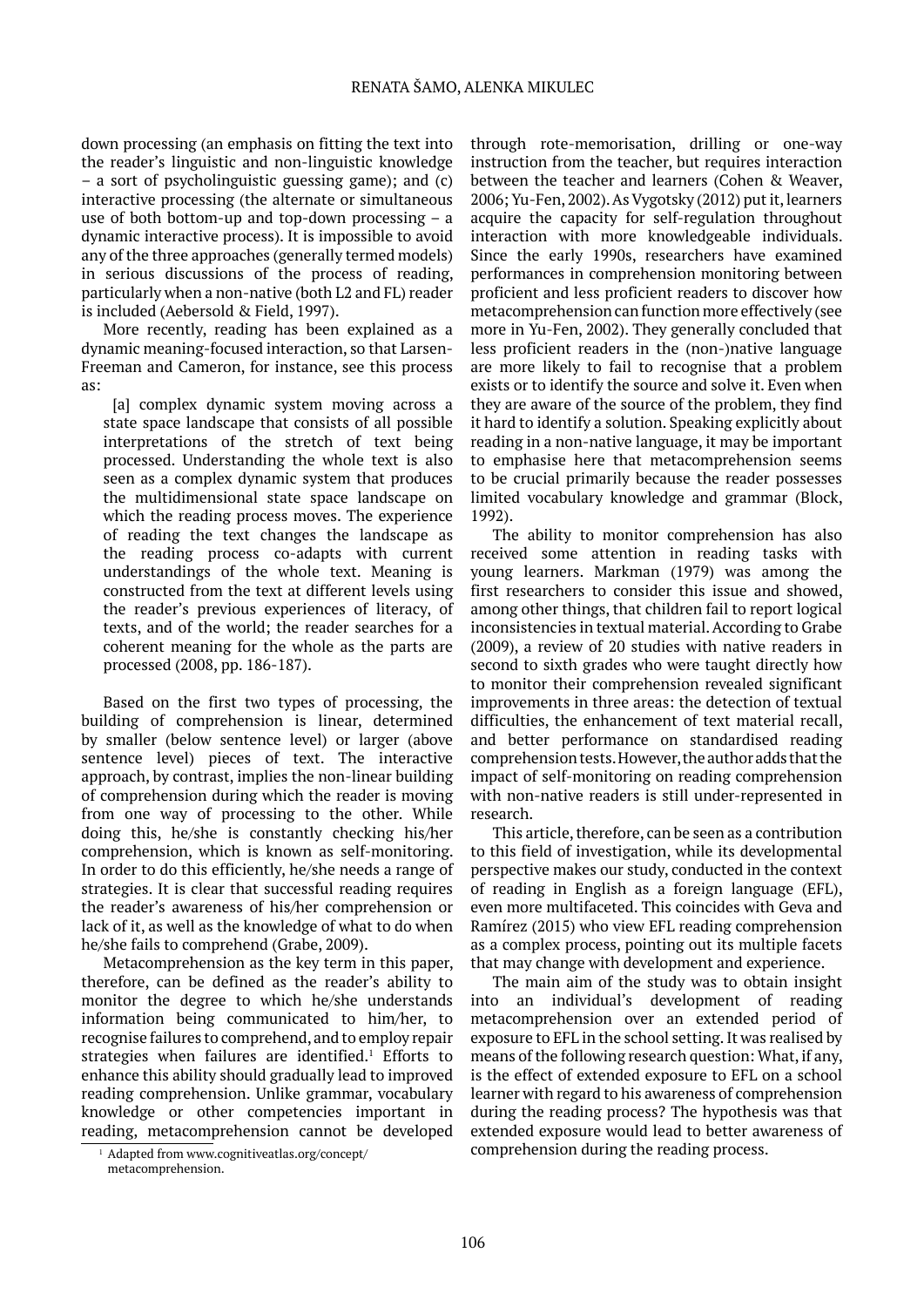down processing (an emphasis on fitting the text into the reader's linguistic and non-linguistic knowledge – a sort of psycholinguistic guessing game); and (c) interactive processing (the alternate or simultaneous use of both bottom-up and top-down processing – a dynamic interactive process). It is impossible to avoid any of the three approaches (generally termed models) in serious discussions of the process of reading, particularly when a non-native (both L2 and FL) reader is included (Aebersold & Field, 1997).

More recently, reading has been explained as a dynamic meaning-focused interaction, so that Larsen-Freeman and Cameron, for instance, see this process as:

> [a] complex dynamic system moving across a state space landscape that consists of all possible interpretations of the stretch of text being processed. Understanding the whole text is also seen as a complex dynamic system that produces the multidimensional state space landscape on which the reading process moves. The experience of reading the text changes the landscape as the reading process co-adapts with current understandings of the whole text. Meaning is constructed from the text at different levels using the reader's previous experiences of literacy, of texts, and of the world; the reader searches for a coherent meaning for the whole as the parts are processed (2008, pp. 186-187).

Based on the first two types of processing, the building of comprehension is linear, determined by smaller (below sentence level) or larger (above sentence level) pieces of text. The interactive approach, by contrast, implies the non-linear building of comprehension during which the reader is moving from one way of processing to the other. While doing this, he/she is constantly checking his/her comprehension, which is known as self-monitoring. In order to do this efficiently, he/she needs a range of strategies. It is clear that successful reading requires the reader's awareness of his/her comprehension or lack of it, as well as the knowledge of what to do when he/she fails to comprehend (Grabe, 2009).

Metacomprehension as the key term in this paper, therefore, can be defined as the reader's ability to monitor the degree to which he/she understands information being communicated to him/her, to recognise failures to comprehend, and to employ repair strategies when failures are identified.[1] Efforts to enhance this ability should gradually lead to improved reading comprehension. Unlike grammar, vocabulary knowledge or other competencies important in reading, metacomprehension cannot be developed through rote-memorisation, drilling or one-way instruction from the teacher, but requires interaction between the teacher and learners (Cohen & Weaver, 2006; Yu-Fen, 2002). As Vygotsky (2012) put it, learners acquire the capacity for self-regulation throughout interaction with more knowledgeable individuals. Since the early 1990s, researchers have examined performances in comprehension monitoring between proficient and less proficient readers to discover how metacomprehension can function more effectively (see more in Yu-Fen, 2002). They generally concluded that less proficient readers in the (non-)native language are more likely to fail to recognise that a problem exists or to identify the source and solve it. Even when they are aware of the source of the problem, they find it hard to identify a solution. Speaking explicitly about reading in a non-native language, it may be important to emphasise here that metacomprehension seems to be crucial primarily because the reader possesses limited vocabulary knowledge and grammar (Block, 1992).

The ability to monitor comprehension has also received some attention in reading tasks with young learners. Markman (1979) was among the first researchers to consider this issue and showed, among other things, that children fail to report logical inconsistencies in textual material. According to Grabe (2009), a review of 20 studies with native readers in second to sixth grades who were taught directly how to monitor their comprehension revealed significant improvements in three areas: the detection of textual difficulties, the enhancement of text material recall, and better performance on standardised reading comprehension tests. However, the author adds that the impact of self-monitoring on reading comprehension with non-native readers is still under-represented in research.

This article, therefore, can be seen as a contribution to this field of investigation, while its developmental perspective makes our study, conducted in the context of reading in English as a foreign language (EFL), even more multifaceted. This coincides with Geva and Ramírez (2015) who view EFL reading comprehension as a complex process, pointing out its multiple facets that may change with development and experience.

The main aim of the study was to obtain insight into an individual's development of reading metacomprehension over an extended period of exposure to EFL in the school setting. It was realised by means of the following research question: What, if any, is the effect of extended exposure to EFL on a school learner with regard to his awareness of comprehension during the reading process? The hypothesis was that extended exposure would lead to better awareness of comprehension during the reading process.

[1] Adapted from www.cognitiveatlas.org/concept/metacomprehension.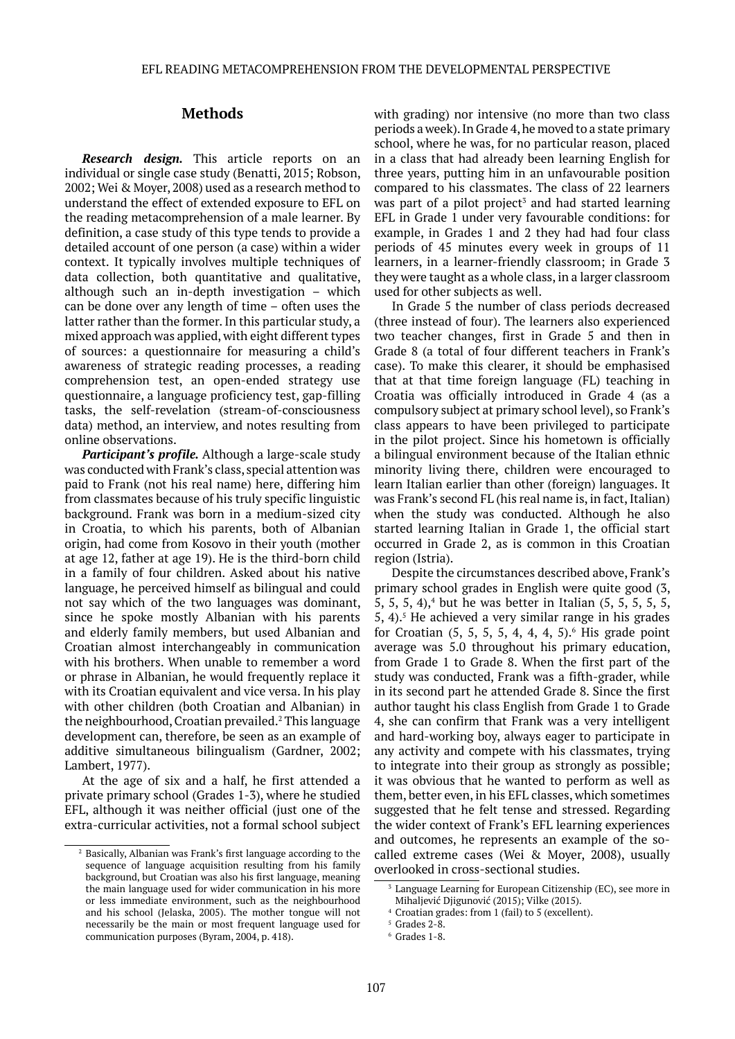## Methods

***Research design.*** This article reports on an individual or single case study (Benatti, 2015; Robson, 2002; Wei & Moyer, 2008) used as a research method to understand the effect of extended exposure to EFL on the reading metacomprehension of a male learner. By definition, a case study of this type tends to provide a detailed account of one person (a case) within a wider context. It typically involves multiple techniques of data collection, both quantitative and qualitative, although such an in-depth investigation – which can be done over any length of time – often uses the latter rather than the former. In this particular study, a mixed approach was applied, with eight different types of sources: a questionnaire for measuring a child's awareness of strategic reading processes, a reading comprehension test, an open-ended strategy use questionnaire, a language proficiency test, gap-filling tasks, the self-revelation (stream-of-consciousness data) method, an interview, and notes resulting from online observations.

***Participant's profile.*** Although a large-scale study was conducted with Frank's class, special attention was paid to Frank (not his real name) here, differing him from classmates because of his truly specific linguistic background. Frank was born in a medium-sized city in Croatia, to which his parents, both of Albanian origin, had come from Kosovo in their youth (mother at age 12, father at age 19). He is the third-born child in a family of four children. Asked about his native language, he perceived himself as bilingual and could not say which of the two languages was dominant, since he spoke mostly Albanian with his parents and elderly family members, but used Albanian and Croatian almost interchangeably in communication with his brothers. When unable to remember a word or phrase in Albanian, he would frequently replace it with its Croatian equivalent and vice versa. In his play with other children (both Croatian and Albanian) in the neighbourhood, Croatian prevailed.[2] This language development can, therefore, be seen as an example of additive simultaneous bilingualism (Gardner, 2002; Lambert, 1977).

At the age of six and a half, he first attended a private primary school (Grades 1-3), where he studied EFL, although it was neither official (just one of the extra-curricular activities, not a formal school subject with grading) nor intensive (no more than two class periods a week). In Grade 4, he moved to a state primary school, where he was, for no particular reason, placed in a class that had already been learning English for three years, putting him in an unfavourable position compared to his classmates. The class of 22 learners was part of a pilot project[3] and had started learning EFL in Grade 1 under very favourable conditions: for example, in Grades 1 and 2 they had had four class periods of 45 minutes every week in groups of 11 learners, in a learner-friendly classroom; in Grade 3 they were taught as a whole class, in a larger classroom used for other subjects as well.

In Grade 5 the number of class periods decreased (three instead of four). The learners also experienced two teacher changes, first in Grade 5 and then in Grade 8 (a total of four different teachers in Frank's case). To make this clearer, it should be emphasised that at that time foreign language (FL) teaching in Croatia was officially introduced in Grade 4 (as a compulsory subject at primary school level), so Frank's class appears to have been privileged to participate in the pilot project. Since his hometown is officially a bilingual environment because of the Italian ethnic minority living there, children were encouraged to learn Italian earlier than other (foreign) languages. It was Frank's second FL (his real name is, in fact, Italian) when the study was conducted. Although he also started learning Italian in Grade 1, the official start occurred in Grade 2, as is common in this Croatian region (Istria).

Despite the circumstances described above, Frank's primary school grades in English were quite good (3, 5, 5, 5, 4),[4] but he was better in Italian (5, 5, 5, 5, 5, 5, 4).[5] He achieved a very similar range in his grades for Croatian (5, 5, 5, 5, 4, 4, 4, 5).[6] His grade point average was 5.0 throughout his primary education, from Grade 1 to Grade 8. When the first part of the study was conducted, Frank was a fifth-grader, while in its second part he attended Grade 8. Since the first author taught his class English from Grade 1 to Grade 4, she can confirm that Frank was a very intelligent and hard-working boy, always eager to participate in any activity and compete with his classmates, trying to integrate into their group as strongly as possible; it was obvious that he wanted to perform as well as them, better even, in his EFL classes, which sometimes suggested that he felt tense and stressed. Regarding the wider context of Frank's EFL learning experiences and outcomes, he represents an example of the so-called extreme cases (Wei & Moyer, 2008), usually overlooked in cross-sectional studies.

---

[2] Basically, Albanian was Frank's first language according to the sequence of language acquisition resulting from his family background, but Croatian was also his first language, meaning the main language used for wider communication in his more or less immediate environment, such as the neighbourhood and his school (Jelaska, 2005). The mother tongue will not necessarily be the main or most frequent language used for communication purposes (Byram, 2004, p. 418).

[3] Language Learning for European Citizenship (EC), see more in Mihaljević Djigunović (2015); Vilke (2015).

[4] Croatian grades: from 1 (fail) to 5 (excellent).

[5] Grades 2-8.

[6] Grades 1-8.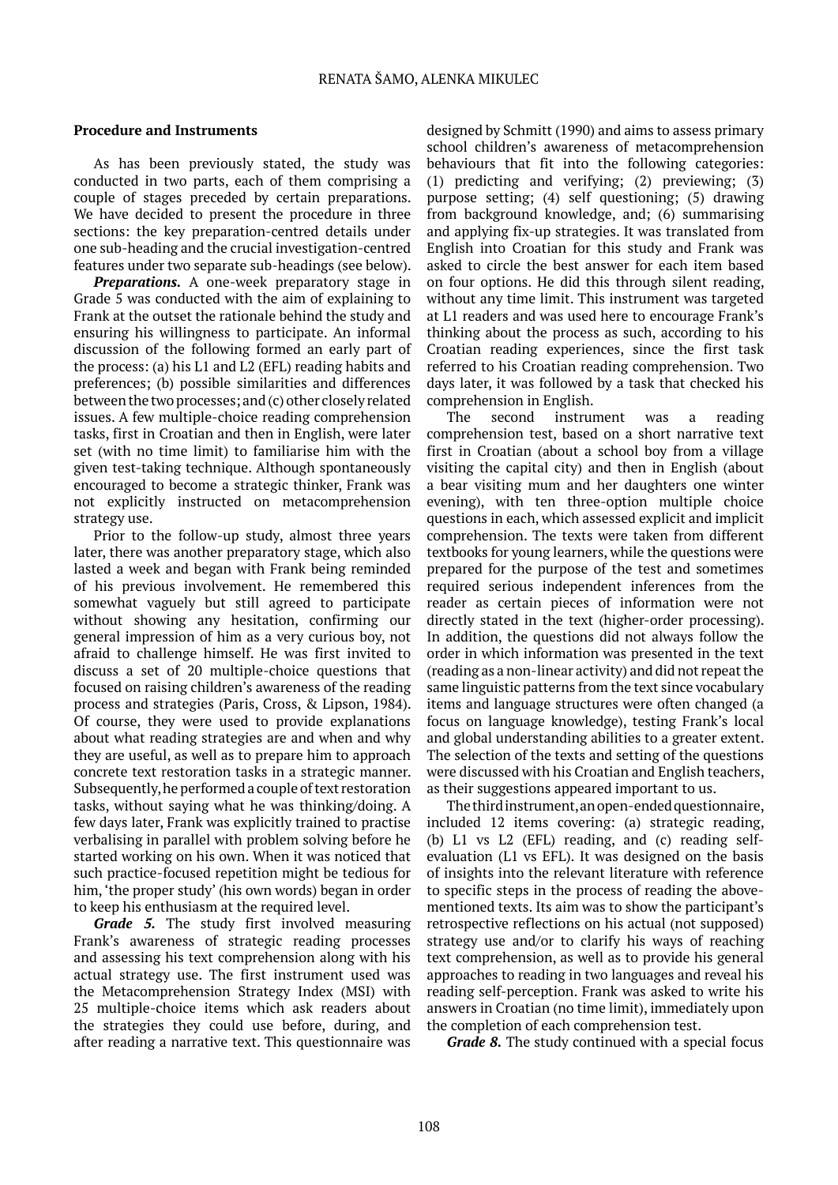### Procedure and Instruments

As has been previously stated, the study was conducted in two parts, each of them comprising a couple of stages preceded by certain preparations. We have decided to present the procedure in three sections: the key preparation-centred details under one sub-heading and the crucial investigation-centred features under two separate sub-headings (see below).

***Preparations.*** A one-week preparatory stage in Grade 5 was conducted with the aim of explaining to Frank at the outset the rationale behind the study and ensuring his willingness to participate. An informal discussion of the following formed an early part of the process: (a) his L1 and L2 (EFL) reading habits and preferences; (b) possible similarities and differences between the two processes; and (c) other closely related issues. A few multiple-choice reading comprehension tasks, first in Croatian and then in English, were later set (with no time limit) to familiarise him with the given test-taking technique. Although spontaneously encouraged to become a strategic thinker, Frank was not explicitly instructed on metacomprehension strategy use.

Prior to the follow-up study, almost three years later, there was another preparatory stage, which also lasted a week and began with Frank being reminded of his previous involvement. He remembered this somewhat vaguely but still agreed to participate without showing any hesitation, confirming our general impression of him as a very curious boy, not afraid to challenge himself. He was first invited to discuss a set of 20 multiple-choice questions that focused on raising children's awareness of the reading process and strategies (Paris, Cross, & Lipson, 1984). Of course, they were used to provide explanations about what reading strategies are and when and why they are useful, as well as to prepare him to approach concrete text restoration tasks in a strategic manner. Subsequently, he performed a couple of text restoration tasks, without saying what he was thinking/doing. A few days later, Frank was explicitly trained to practise verbalising in parallel with problem solving before he started working on his own. When it was noticed that such practice-focused repetition might be tedious for him, 'the proper study' (his own words) began in order to keep his enthusiasm at the required level.

***Grade 5.*** The study first involved measuring Frank's awareness of strategic reading processes and assessing his text comprehension along with his actual strategy use. The first instrument used was the Metacomprehension Strategy Index (MSI) with 25 multiple-choice items which ask readers about the strategies they could use before, during, and after reading a narrative text. This questionnaire was designed by Schmitt (1990) and aims to assess primary school children's awareness of metacomprehension behaviours that fit into the following categories: (1) predicting and verifying; (2) previewing; (3) purpose setting; (4) self questioning; (5) drawing from background knowledge, and; (6) summarising and applying fix-up strategies. It was translated from English into Croatian for this study and Frank was asked to circle the best answer for each item based on four options. He did this through silent reading, without any time limit. This instrument was targeted at L1 readers and was used here to encourage Frank's thinking about the process as such, according to his Croatian reading experiences, since the first task referred to his Croatian reading comprehension. Two days later, it was followed by a task that checked his comprehension in English.

The second instrument was a reading comprehension test, based on a short narrative text first in Croatian (about a school boy from a village visiting the capital city) and then in English (about a bear visiting mum and her daughters one winter evening), with ten three-option multiple choice questions in each, which assessed explicit and implicit comprehension. The texts were taken from different textbooks for young learners, while the questions were prepared for the purpose of the test and sometimes required serious independent inferences from the reader as certain pieces of information were not directly stated in the text (higher-order processing). In addition, the questions did not always follow the order in which information was presented in the text (reading as a non-linear activity) and did not repeat the same linguistic patterns from the text since vocabulary items and language structures were often changed (a focus on language knowledge), testing Frank's local and global understanding abilities to a greater extent. The selection of the texts and setting of the questions were discussed with his Croatian and English teachers, as their suggestions appeared important to us.

The third instrument, an open-ended questionnaire, included 12 items covering: (a) strategic reading, (b) L1 vs L2 (EFL) reading, and (c) reading self-evaluation (L1 vs EFL). It was designed on the basis of insights into the relevant literature with reference to specific steps in the process of reading the above-mentioned texts. Its aim was to show the participant's retrospective reflections on his actual (not supposed) strategy use and/or to clarify his ways of reaching text comprehension, as well as to provide his general approaches to reading in two languages and reveal his reading self-perception. Frank was asked to write his answers in Croatian (no time limit), immediately upon the completion of each comprehension test.

***Grade 8.*** The study continued with a special focus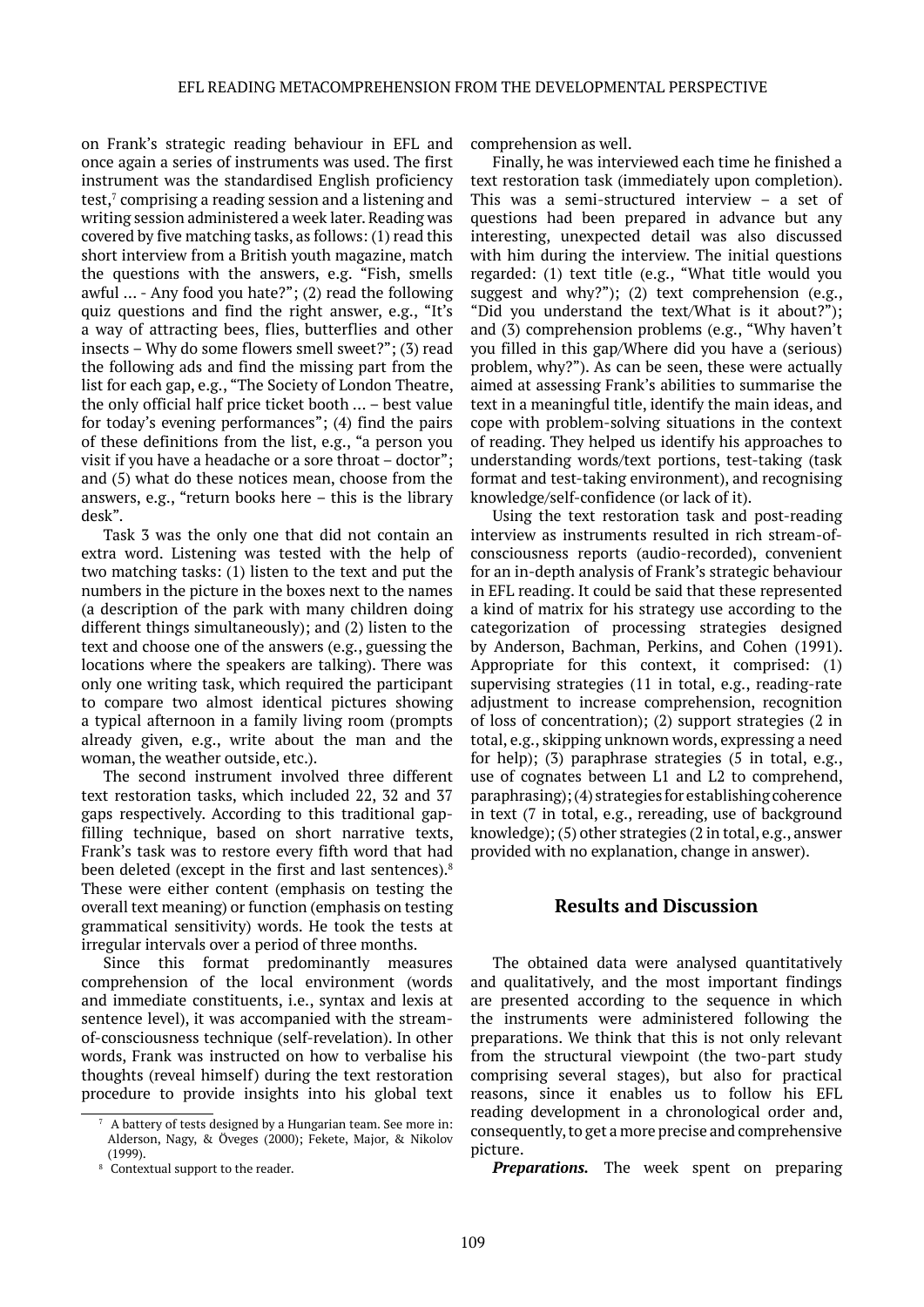on Frank's strategic reading behaviour in EFL and once again a series of instruments was used. The first instrument was the standardised English proficiency test,[7] comprising a reading session and a listening and writing session administered a week later. Reading was covered by five matching tasks, as follows: (1) read this short interview from a British youth magazine, match the questions with the answers, e.g. "Fish, smells awful ... - Any food you hate?"; (2) read the following quiz questions and find the right answer, e.g., "It's a way of attracting bees, flies, butterflies and other insects – Why do some flowers smell sweet?"; (3) read the following ads and find the missing part from the list for each gap, e.g., "The Society of London Theatre, the only official half price ticket booth ... – best value for today's evening performances"; (4) find the pairs of these definitions from the list, e.g., "a person you visit if you have a headache or a sore throat – doctor"; and (5) what do these notices mean, choose from the answers, e.g., "return books here – this is the library desk".

Task 3 was the only one that did not contain an extra word. Listening was tested with the help of two matching tasks: (1) listen to the text and put the numbers in the picture in the boxes next to the names (a description of the park with many children doing different things simultaneously); and (2) listen to the text and choose one of the answers (e.g., guessing the locations where the speakers are talking). There was only one writing task, which required the participant to compare two almost identical pictures showing a typical afternoon in a family living room (prompts already given, e.g., write about the man and the woman, the weather outside, etc.).

The second instrument involved three different text restoration tasks, which included 22, 32 and 37 gaps respectively. According to this traditional gap-filling technique, based on short narrative texts, Frank's task was to restore every fifth word that had been deleted (except in the first and last sentences).[8] These were either content (emphasis on testing the overall text meaning) or function (emphasis on testing grammatical sensitivity) words. He took the tests at irregular intervals over a period of three months.

Since this format predominantly measures comprehension of the local environment (words and immediate constituents, i.e., syntax and lexis at sentence level), it was accompanied with the stream-of-consciousness technique (self-revelation). In other words, Frank was instructed on how to verbalise his thoughts (reveal himself) during the text restoration procedure to provide insights into his global text comprehension as well.

Finally, he was interviewed each time he finished a text restoration task (immediately upon completion). This was a semi-structured interview – a set of questions had been prepared in advance but any interesting, unexpected detail was also discussed with him during the interview. The initial questions regarded: (1) text title (e.g., "What title would you suggest and why?"); (2) text comprehension (e.g., "Did you understand the text/What is it about?"); and (3) comprehension problems (e.g., "Why haven't you filled in this gap/Where did you have a (serious) problem, why?"). As can be seen, these were actually aimed at assessing Frank's abilities to summarise the text in a meaningful title, identify the main ideas, and cope with problem-solving situations in the context of reading. They helped us identify his approaches to understanding words/text portions, test-taking (task format and test-taking environment), and recognising knowledge/self-confidence (or lack of it).

Using the text restoration task and post-reading interview as instruments resulted in rich stream-of-consciousness reports (audio-recorded), convenient for an in-depth analysis of Frank's strategic behaviour in EFL reading. It could be said that these represented a kind of matrix for his strategy use according to the categorization of processing strategies designed by Anderson, Bachman, Perkins, and Cohen (1991). Appropriate for this context, it comprised: (1) supervising strategies (11 in total, e.g., reading-rate adjustment to increase comprehension, recognition of loss of concentration); (2) support strategies (2 in total, e.g., skipping unknown words, expressing a need for help); (3) paraphrase strategies (5 in total, e.g., use of cognates between L1 and L2 to comprehend, paraphrasing); (4) strategies for establishing coherence in text (7 in total, e.g., rereading, use of background knowledge); (5) other strategies (2 in total, e.g., answer provided with no explanation, change in answer).

## Results and Discussion

The obtained data were analysed quantitatively and qualitatively, and the most important findings are presented according to the sequence in which the instruments were administered following the preparations. We think that this is not only relevant from the structural viewpoint (the two-part study comprising several stages), but also for practical reasons, since it enables us to follow his EFL reading development in a chronological order and, consequently, to get a more precise and comprehensive picture.

***Preparations.*** The week spent on preparing

---

[7] A battery of tests designed by a Hungarian team. See more in: Alderson, Nagy, & Öveges (2000); Fekete, Major, & Nikolov (1999).

[8] Contextual support to the reader.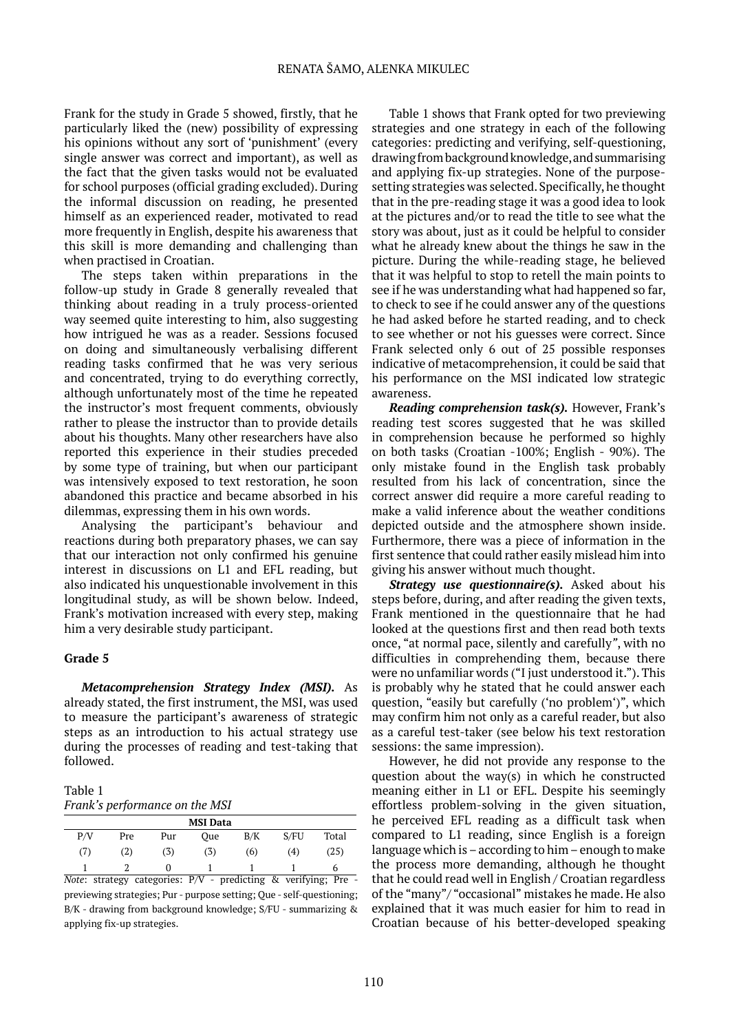Frank for the study in Grade 5 showed, firstly, that he particularly liked the (new) possibility of expressing his opinions without any sort of 'punishment' (every single answer was correct and important), as well as the fact that the given tasks would not be evaluated for school purposes (official grading excluded). During the informal discussion on reading, he presented himself as an experienced reader, motivated to read more frequently in English, despite his awareness that this skill is more demanding and challenging than when practised in Croatian.

The steps taken within preparations in the follow-up study in Grade 8 generally revealed that thinking about reading in a truly process-oriented way seemed quite interesting to him, also suggesting how intrigued he was as a reader. Sessions focused on doing and simultaneously verbalising different reading tasks confirmed that he was very serious and concentrated, trying to do everything correctly, although unfortunately most of the time he repeated the instructor's most frequent comments, obviously rather to please the instructor than to provide details about his thoughts. Many other researchers have also reported this experience in their studies preceded by some type of training, but when our participant was intensively exposed to text restoration, he soon abandoned this practice and became absorbed in his dilemmas, expressing them in his own words.

Analysing the participant's behaviour and reactions during both preparatory phases, we can say that our interaction not only confirmed his genuine interest in discussions on L1 and EFL reading, but also indicated his unquestionable involvement in this longitudinal study, as will be shown below. Indeed, Frank's motivation increased with every step, making him a very desirable study participant.

**Grade 5**

***Metacomprehension Strategy Index (MSI).*** As already stated, the first instrument, the MSI, was used to measure the participant's awareness of strategic steps as an introduction to his actual strategy use during the processes of reading and test-taking that followed.

Table 1
*Frank's performance on the MSI*

| MSI Data | | | | | | |
|---|---|---|---|---|---|---|
| P/V | Pre | Pur | Que | B/K | S/FU | Total |
| (7) | (2) | (3) | (3) | (6) | (4) | (25) |
| 1 | 2 | 0 | 1 | 1 | 1 | 6 |

*Note*: strategy categories: P/V - predicting & verifying; Pre - previewing strategies; Pur - purpose setting; Que - self-questioning; B/K - drawing from background knowledge; S/FU - summarizing & applying fix-up strategies.

Table 1 shows that Frank opted for two previewing strategies and one strategy in each of the following categories: predicting and verifying, self-questioning, drawing from background knowledge, and summarising and applying fix-up strategies. None of the purpose-setting strategies was selected. Specifically, he thought that in the pre-reading stage it was a good idea to look at the pictures and/or to read the title to see what the story was about, just as it could be helpful to consider what he already knew about the things he saw in the picture. During the while-reading stage, he believed that it was helpful to stop to retell the main points to see if he was understanding what had happened so far, to check to see if he could answer any of the questions he had asked before he started reading, and to check to see whether or not his guesses were correct. Since Frank selected only 6 out of 25 possible responses indicative of metacomprehension, it could be said that his performance on the MSI indicated low strategic awareness.

***Reading comprehension task(s).*** However, Frank's reading test scores suggested that he was skilled in comprehension because he performed so highly on both tasks (Croatian -100%; English - 90%). The only mistake found in the English task probably resulted from his lack of concentration, since the correct answer did require a more careful reading to make a valid inference about the weather conditions depicted outside and the atmosphere shown inside. Furthermore, there was a piece of information in the first sentence that could rather easily mislead him into giving his answer without much thought.

***Strategy use questionnaire(s).*** Asked about his steps before, during, and after reading the given texts, Frank mentioned in the questionnaire that he had looked at the questions first and then read both texts once, "at normal pace, silently and carefully", with no difficulties in comprehending them, because there were no unfamiliar words ("I just understood it."). This is probably why he stated that he could answer each question, "easily but carefully ('no problem')", which may confirm him not only as a careful reader, but also as a careful test-taker (see below his text restoration sessions: the same impression).

However, he did not provide any response to the question about the way(s) in which he constructed meaning either in L1 or EFL. Despite his seemingly effortless problem-solving in the given situation, he perceived EFL reading as a difficult task when compared to L1 reading, since English is a foreign language which is – according to him – enough to make the process more demanding, although he thought that he could read well in English / Croatian regardless of the "many"/ "occasional" mistakes he made. He also explained that it was much easier for him to read in Croatian because of his better-developed speaking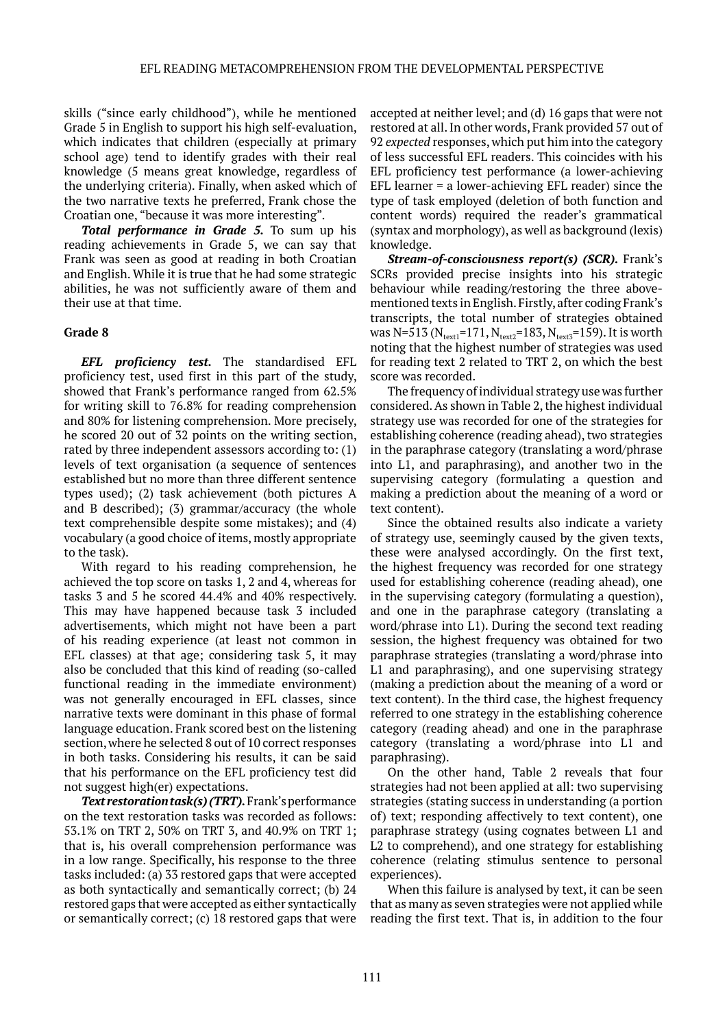skills ("since early childhood"), while he mentioned Grade 5 in English to support his high self-evaluation, which indicates that children (especially at primary school age) tend to identify grades with their real knowledge (5 means great knowledge, regardless of the underlying criteria). Finally, when asked which of the two narrative texts he preferred, Frank chose the Croatian one, "because it was more interesting".

***Total performance in Grade 5.*** To sum up his reading achievements in Grade 5, we can say that Frank was seen as good at reading in both Croatian and English. While it is true that he had some strategic abilities, he was not sufficiently aware of them and their use at that time.

### Grade 8

***EFL proficiency test.*** The standardised EFL proficiency test, used first in this part of the study, showed that Frank's performance ranged from 62.5% for writing skill to 76.8% for reading comprehension and 80% for listening comprehension. More precisely, he scored 20 out of 32 points on the writing section, rated by three independent assessors according to: (1) levels of text organisation (a sequence of sentences established but no more than three different sentence types used); (2) task achievement (both pictures A and B described); (3) grammar/accuracy (the whole text comprehensible despite some mistakes); and (4) vocabulary (a good choice of items, mostly appropriate to the task).

With regard to his reading comprehension, he achieved the top score on tasks 1, 2 and 4, whereas for tasks 3 and 5 he scored 44.4% and 40% respectively. This may have happened because task 3 included advertisements, which might not have been a part of his reading experience (at least not common in EFL classes) at that age; considering task 5, it may also be concluded that this kind of reading (so-called functional reading in the immediate environment) was not generally encouraged in EFL classes, since narrative texts were dominant in this phase of formal language education. Frank scored best on the listening section, where he selected 8 out of 10 correct responses in both tasks. Considering his results, it can be said that his performance on the EFL proficiency test did not suggest high(er) expectations.

***Text restoration task(s) (TRT).*** Frank's performance on the text restoration tasks was recorded as follows: 53.1% on TRT 2, 50% on TRT 3, and 40.9% on TRT 1; that is, his overall comprehension performance was in a low range. Specifically, his response to the three tasks included: (a) 33 restored gaps that were accepted as both syntactically and semantically correct; (b) 24 restored gaps that were accepted as either syntactically or semantically correct; (c) 18 restored gaps that were accepted at neither level; and (d) 16 gaps that were not restored at all. In other words, Frank provided 57 out of 92 *expected* responses, which put him into the category of less successful EFL readers. This coincides with his EFL proficiency test performance (a lower-achieving EFL learner = a lower-achieving EFL reader) since the type of task employed (deletion of both function and content words) required the reader's grammatical (syntax and morphology), as well as background (lexis) knowledge.

***Stream-of-consciousness report(s) (SCR).*** Frank's SCRs provided precise insights into his strategic behaviour while reading/restoring the three above-mentioned texts in English. Firstly, after coding Frank's transcripts, the total number of strategies obtained was N=513 ($N_{text1}$=171, $N_{text2}$=183, $N_{text3}$=159). It is worth noting that the highest number of strategies was used for reading text 2 related to TRT 2, on which the best score was recorded.

The frequency of individual strategy use was further considered. As shown in Table 2, the highest individual strategy use was recorded for one of the strategies for establishing coherence (reading ahead), two strategies in the paraphrase category (translating a word/phrase into L1, and paraphrasing), and another two in the supervising category (formulating a question and making a prediction about the meaning of a word or text content).

Since the obtained results also indicate a variety of strategy use, seemingly caused by the given texts, these were analysed accordingly. On the first text, the highest frequency was recorded for one strategy used for establishing coherence (reading ahead), one in the supervising category (formulating a question), and one in the paraphrase category (translating a word/phrase into L1). During the second text reading session, the highest frequency was obtained for two paraphrase strategies (translating a word/phrase into L1 and paraphrasing), and one supervising strategy (making a prediction about the meaning of a word or text content). In the third case, the highest frequency referred to one strategy in the establishing coherence category (reading ahead) and one in the paraphrase category (translating a word/phrase into L1 and paraphrasing).

On the other hand, Table 2 reveals that four strategies had not been applied at all: two supervising strategies (stating success in understanding (a portion of) text; responding affectively to text content), one paraphrase strategy (using cognates between L1 and L2 to comprehend), and one strategy for establishing coherence (relating stimulus sentence to personal experiences).

When this failure is analysed by text, it can be seen that as many as seven strategies were not applied while reading the first text. That is, in addition to the four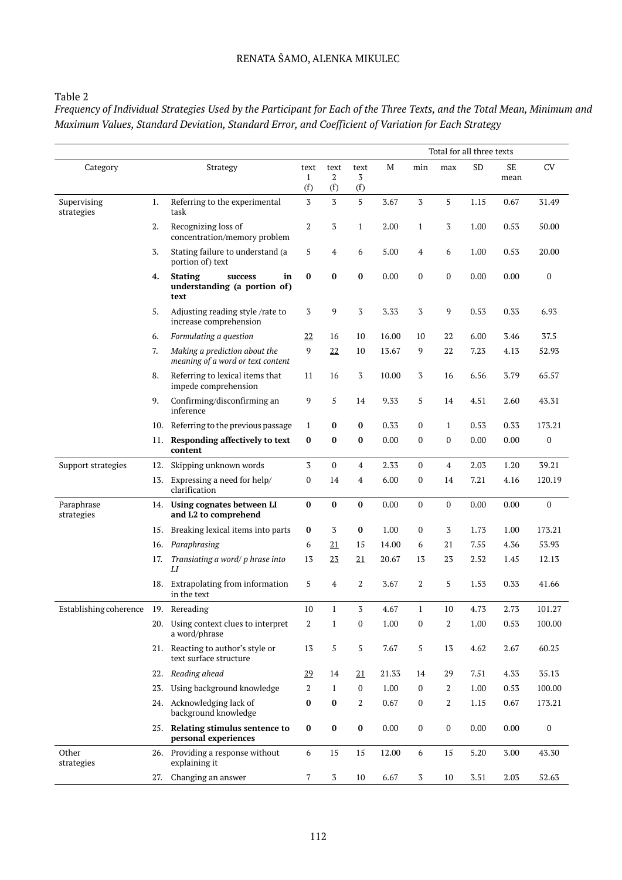Table 2

*Frequency of Individual Strategies Used by the Participant for Each of the Three Texts, and the Total Mean, Minimum and Maximum Values, Standard Deviation, Standard Error, and Coefficient of Variation for Each Strategy*

| Category | | Strategy | text 1 (f) | text 2 (f) | text 3 (f) | Total for all three texts M | min | max | SD | SE mean | CV |
|---|---|---|---|---|---|---|---|---|---|---|---|
| Supervising strategies | 1. | Referring to the experimental task | 3 | 3 | 5 | 3.67 | 3 | 5 | 1.15 | 0.67 | 31.49 |
| | 2. | Recognizing loss of concentration/memory problem | 2 | 3 | 1 | 2.00 | 1 | 3 | 1.00 | 0.53 | 50.00 |
| | 3. | Stating failure to understand (a portion of) text | 5 | 4 | 6 | 5.00 | 4 | 6 | 1.00 | 0.53 | 20.00 |
| | **4.** | **Stating success in understanding (a portion of) text** | **0** | **0** | **0** | 0.00 | 0 | 0 | 0.00 | 0.00 | 0 |
| | 5. | Adjusting reading style /rate to increase comprehension | 3 | 9 | 3 | 3.33 | 3 | 9 | 0.53 | 0.33 | 6.93 |
| | 6. | *Formulating a question* | 22 | 16 | 10 | 16.00 | 10 | 22 | 6.00 | 3.46 | 37.5 |
| | 7. | *Making a prediction about the meaning of a word or text content* | 9 | 22 | 10 | 13.67 | 9 | 22 | 7.23 | 4.13 | 52.93 |
| | 8. | Referring to lexical items that impede comprehension | 11 | 16 | 3 | 10.00 | 3 | 16 | 6.56 | 3.79 | 65.57 |
| | 9. | Confirming/disconfirming an inference | 9 | 5 | 14 | 9.33 | 5 | 14 | 4.51 | 2.60 | 43.31 |
| | 10. | Referring to the previous passage | 1 | **0** | **0** | 0.33 | 0 | 1 | 0.53 | 0.33 | 173.21 |
| | 11. | **Responding affectively to text content** | **0** | **0** | **0** | 0.00 | 0 | 0 | 0.00 | 0.00 | 0 |
| Support strategies | 12. | Skipping unknown words | 3 | 0 | 4 | 2.33 | 0 | 4 | 2.03 | 1.20 | 39.21 |
| | 13. | Expressing a need for help/ clarification | 0 | 14 | 4 | 6.00 | 0 | 14 | 7.21 | 4.16 | 120.19 |
| Paraphrase strategies | 14. | **Using cognates between LI and L2 to comprehend** | **0** | **0** | **0** | 0.00 | 0 | 0 | 0.00 | 0.00 | 0 |
| | 15. | Breaking lexical items into parts | **0** | 3 | **0** | 1.00 | 0 | 3 | 1.73 | 1.00 | 173.21 |
| | 16. | *Paraphrasing* | 6 | 21 | 15 | 14.00 | 6 | 21 | 7.55 | 4.36 | 53.93 |
| | 17. | *Transiating a word/ p hrase into LI* | 13 | 23 | 21 | 20.67 | 13 | 23 | 2.52 | 1.45 | 12.13 |
| | 18. | Extrapolating from information in the text | 5 | 4 | 2 | 3.67 | 2 | 5 | 1.53 | 0.33 | 41.66 |
| Establishing coherence | 19. | Rereading | 10 | 1 | 3 | 4.67 | 1 | 10 | 4.73 | 2.73 | 101.27 |
| | 20. | Using context clues to interpret a word/phrase | 2 | 1 | 0 | 1.00 | 0 | 2 | 1.00 | 0.53 | 100.00 |
| | 21. | Reacting to author's style or text surface structure | 13 | 5 | 5 | 7.67 | 5 | 13 | 4.62 | 2.67 | 60.25 |
| | 22. | *Reading ahead* | 29 | 14 | 21 | 21.33 | 14 | 29 | 7.51 | 4.33 | 35.13 |
| | 23. | Using background knowledge | 2 | 1 | 0 | 1.00 | 0 | 2 | 1.00 | 0.53 | 100.00 |
| | 24. | Acknowledging lack of background knowledge | **0** | **0** | 2 | 0.67 | 0 | 2 | 1.15 | 0.67 | 173.21 |
| | 25. | **Relating stimulus sentence to personal experiences** | **0** | **0** | **0** | 0.00 | 0 | 0 | 0.00 | 0.00 | 0 |
| Other strategies | 26. | Providing a response without explaining it | 6 | 15 | 15 | 12.00 | 6 | 15 | 5.20 | 3.00 | 43.30 |
| | 27. | Changing an answer | 7 | 3 | 10 | 6.67 | 3 | 10 | 3.51 | 2.03 | 52.63 |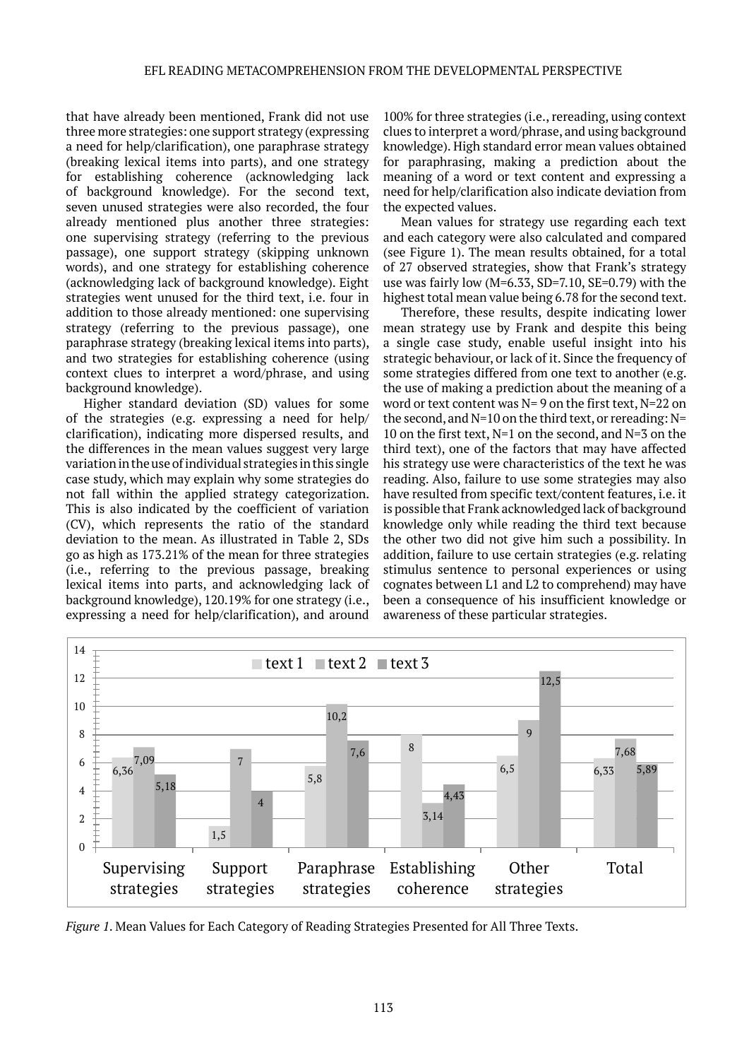that have already been mentioned, Frank did not use three more strategies: one support strategy (expressing a need for help/clarification), one paraphrase strategy (breaking lexical items into parts), and one strategy for establishing coherence (acknowledging lack of background knowledge). For the second text, seven unused strategies were also recorded, the four already mentioned plus another three strategies: one supervising strategy (referring to the previous passage), one support strategy (skipping unknown words), and one strategy for establishing coherence (acknowledging lack of background knowledge). Eight strategies went unused for the third text, i.e. four in addition to those already mentioned: one supervising strategy (referring to the previous passage), one paraphrase strategy (breaking lexical items into parts), and two strategies for establishing coherence (using context clues to interpret a word/phrase, and using background knowledge).

Higher standard deviation (SD) values for some of the strategies (e.g. expressing a need for help/clarification), indicating more dispersed results, and the differences in the mean values suggest very large variation in the use of individual strategies in this single case study, which may explain why some strategies do not fall within the applied strategy categorization. This is also indicated by the coefficient of variation (CV), which represents the ratio of the standard deviation to the mean. As illustrated in Table 2, SDs go as high as 173.21% of the mean for three strategies (i.e., referring to the previous passage, breaking lexical items into parts, and acknowledging lack of background knowledge), 120.19% for one strategy (i.e., expressing a need for help/clarification), and around 100% for three strategies (i.e., rereading, using context clues to interpret a word/phrase, and using background knowledge). High standard error mean values obtained for paraphrasing, making a prediction about the meaning of a word or text content and expressing a need for help/clarification also indicate deviation from the expected values.

Mean values for strategy use regarding each text and each category were also calculated and compared (see Figure 1). The mean results obtained, for a total of 27 observed strategies, show that Frank's strategy use was fairly low (M=6.33, SD=7.10, SE=0.79) with the highest total mean value being 6.78 for the second text.

Therefore, these results, despite indicating lower mean strategy use by Frank and despite this being a single case study, enable useful insight into his strategic behaviour, or lack of it. Since the frequency of some strategies differed from one text to another (e.g. the use of making a prediction about the meaning of a word or text content was N= 9 on the first text, N=22 on the second, and N=10 on the third text, or rereading: N= 10 on the first text, N=1 on the second, and N=3 on the third text), one of the factors that may have affected his strategy use were characteristics of the text he was reading. Also, failure to use some strategies may also have resulted from specific text/content features, i.e. it is possible that Frank acknowledged lack of background knowledge only while reading the third text because the other two did not give him such a possibility. In addition, failure to use certain strategies (e.g. relating stimulus sentence to personal experiences or using cognates between L1 and L2 to comprehend) may have been a consequence of his insufficient knowledge or awareness of these particular strategies.

| | text 1 | text 2 | text 3 |
|---|---|---|---|
| Supervising strategies | 6,36 | 7,09 | 5,18 |
| Support strategies | 1,5 | 7 | 4 |
| Paraphrase strategies | 5,8 | 10,2 | 7,6 |
| Establishing coherence | 8 | 3,14 | 4,43 |
| Other strategies | 6,5 | 9 | 12,5 |
| Total | 6,33 | 7,68 | 5,89 |

*Figure 1*. Mean Values for Each Category of Reading Strategies Presented for All Three Texts.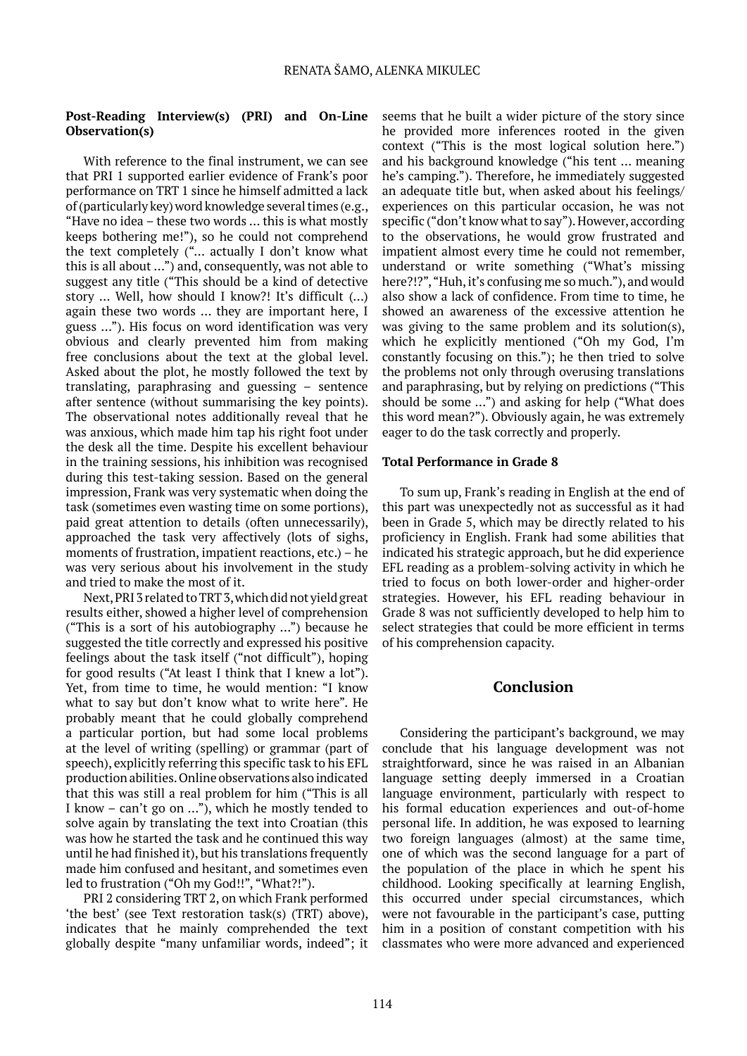**Post-Reading Interview(s) (PRI) and On-Line Observation(s)**

With reference to the final instrument, we can see that PRI 1 supported earlier evidence of Frank's poor performance on TRT 1 since he himself admitted a lack of (particularly key) word knowledge several times (e.g., "Have no idea – these two words … this is what mostly keeps bothering me!"), so he could not comprehend the text completely ("… actually I don't know what this is all about …") and, consequently, was not able to suggest any title ("This should be a kind of detective story … Well, how should I know?! It's difficult (…) again these two words … they are important here, I guess …"). His focus on word identification was very obvious and clearly prevented him from making free conclusions about the text at the global level. Asked about the plot, he mostly followed the text by translating, paraphrasing and guessing – sentence after sentence (without summarising the key points). The observational notes additionally reveal that he was anxious, which made him tap his right foot under the desk all the time. Despite his excellent behaviour in the training sessions, his inhibition was recognised during this test-taking session. Based on the general impression, Frank was very systematic when doing the task (sometimes even wasting time on some portions), paid great attention to details (often unnecessarily), approached the task very affectively (lots of sighs, moments of frustration, impatient reactions, etc.) – he was very serious about his involvement in the study and tried to make the most of it.

Next, PRI 3 related to TRT 3, which did not yield great results either, showed a higher level of comprehension ("This is a sort of his autobiography …") because he suggested the title correctly and expressed his positive feelings about the task itself ("not difficult"), hoping for good results ("At least I think that I knew a lot"). Yet, from time to time, he would mention: "I know what to say but don't know what to write here". He probably meant that he could globally comprehend a particular portion, but had some local problems at the level of writing (spelling) or grammar (part of speech), explicitly referring this specific task to his EFL production abilities. Online observations also indicated that this was still a real problem for him ("This is all I know – can't go on …"), which he mostly tended to solve again by translating the text into Croatian (this was how he started the task and he continued this way until he had finished it), but his translations frequently made him confused and hesitant, and sometimes even led to frustration ("Oh my God!!", "What?!").

PRI 2 considering TRT 2, on which Frank performed 'the best' (see Text restoration task(s) (TRT) above), indicates that he mainly comprehended the text globally despite "many unfamiliar words, indeed"; it seems that he built a wider picture of the story since he provided more inferences rooted in the given context ("This is the most logical solution here.") and his background knowledge ("his tent … meaning he's camping."). Therefore, he immediately suggested an adequate title but, when asked about his feelings/experiences on this particular occasion, he was not specific ("don't know what to say"). However, according to the observations, he would grow frustrated and impatient almost every time he could not remember, understand or write something ("What's missing here?!?", "Huh, it's confusing me so much."), and would also show a lack of confidence. From time to time, he showed an awareness of the excessive attention he was giving to the same problem and its solution(s), which he explicitly mentioned ("Oh my God, I'm constantly focusing on this."); he then tried to solve the problems not only through overusing translations and paraphrasing, but by relying on predictions ("This should be some …") and asking for help ("What does this word mean?"). Obviously again, he was extremely eager to do the task correctly and properly.

**Total Performance in Grade 8**

To sum up, Frank's reading in English at the end of this part was unexpectedly not as successful as it had been in Grade 5, which may be directly related to his proficiency in English. Frank had some abilities that indicated his strategic approach, but he did experience EFL reading as a problem-solving activity in which he tried to focus on both lower-order and higher-order strategies. However, his EFL reading behaviour in Grade 8 was not sufficiently developed to help him to select strategies that could be more efficient in terms of his comprehension capacity.

## Conclusion

Considering the participant's background, we may conclude that his language development was not straightforward, since he was raised in an Albanian language setting deeply immersed in a Croatian language environment, particularly with respect to his formal education experiences and out-of-home personal life. In addition, he was exposed to learning two foreign languages (almost) at the same time, one of which was the second language for a part of the population of the place in which he spent his childhood. Looking specifically at learning English, this occurred under special circumstances, which were not favourable in the participant's case, putting him in a position of constant competition with his classmates who were more advanced and experienced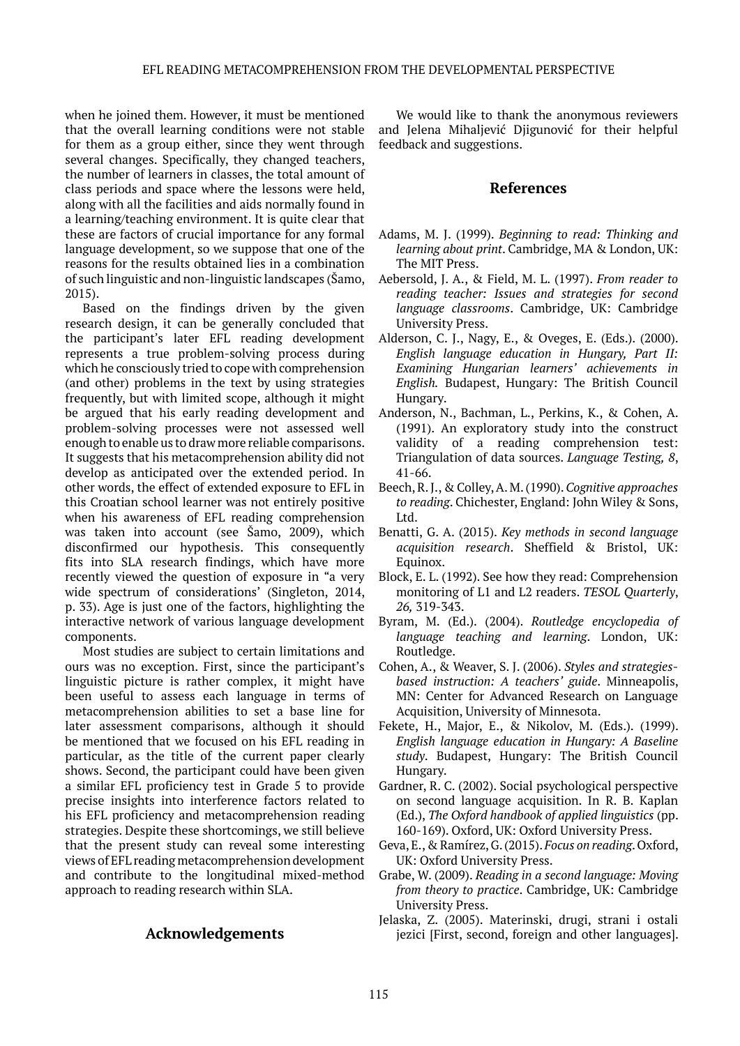when he joined them. However, it must be mentioned that the overall learning conditions were not stable for them as a group either, since they went through several changes. Specifically, they changed teachers, the number of learners in classes, the total amount of class periods and space where the lessons were held, along with all the facilities and aids normally found in a learning/teaching environment. It is quite clear that these are factors of crucial importance for any formal language development, so we suppose that one of the reasons for the results obtained lies in a combination of such linguistic and non-linguistic landscapes (Šamo, 2015).

Based on the findings driven by the given research design, it can be generally concluded that the participant's later EFL reading development represents a true problem-solving process during which he consciously tried to cope with comprehension (and other) problems in the text by using strategies frequently, but with limited scope, although it might be argued that his early reading development and problem-solving processes were not assessed well enough to enable us to draw more reliable comparisons. It suggests that his metacomprehension ability did not develop as anticipated over the extended period. In other words, the effect of extended exposure to EFL in this Croatian school learner was not entirely positive when his awareness of EFL reading comprehension was taken into account (see Šamo, 2009), which disconfirmed our hypothesis. This consequently fits into SLA research findings, which have more recently viewed the question of exposure in "a very wide spectrum of considerations' (Singleton, 2014, p. 33). Age is just one of the factors, highlighting the interactive network of various language development components.

Most studies are subject to certain limitations and ours was no exception. First, since the participant's linguistic picture is rather complex, it might have been useful to assess each language in terms of metacomprehension abilities to set a base line for later assessment comparisons, although it should be mentioned that we focused on his EFL reading in particular, as the title of the current paper clearly shows. Second, the participant could have been given a similar EFL proficiency test in Grade 5 to provide precise insights into interference factors related to his EFL proficiency and metacomprehension reading strategies. Despite these shortcomings, we still believe that the present study can reveal some interesting views of EFL reading metacomprehension development and contribute to the longitudinal mixed-method approach to reading research within SLA.

## Acknowledgements

We would like to thank the anonymous reviewers and Jelena Mihaljević Djigunović for their helpful feedback and suggestions.

## References

Adams, M. J. (1999). *Beginning to read: Thinking and learning about print*. Cambridge, MA & London, UK: The MIT Press.

Aebersold, J. A., & Field, M. L. (1997). *From reader to reading teacher: Issues and strategies for second language classrooms*. Cambridge, UK: Cambridge University Press.

Alderson, C. J., Nagy, E., & Oveges, E. (Eds.). (2000). *English language education in Hungary, Part II: Examining Hungarian learners' achievements in English.* Budapest, Hungary: The British Council Hungary.

Anderson, N., Bachman, L., Perkins, K., & Cohen, A. (1991). An exploratory study into the construct validity of a reading comprehension test: Triangulation of data sources. *Language Testing, 8*, 41-66.

Beech, R. J., & Colley, A. M. (1990). *Cognitive approaches to reading*. Chichester, England: John Wiley & Sons, Ltd.

Benatti, G. A. (2015). *Key methods in second language acquisition research*. Sheffield & Bristol, UK: Equinox.

Block, E. L. (1992). See how they read: Comprehension monitoring of L1 and L2 readers. *TESOL Quarterly*, *26,* 319-343.

Byram, M. (Ed.). (2004). *Routledge encyclopedia of language teaching and learning*. London, UK: Routledge.

Cohen, A., & Weaver, S. J. (2006). *Styles and strategies-based instruction: A teachers' guide*. Minneapolis, MN: Center for Advanced Research on Language Acquisition, University of Minnesota.

Fekete, H., Major, E., & Nikolov, M. (Eds.). (1999). *English language education in Hungary: A Baseline study*. Budapest, Hungary: The British Council Hungary.

Gardner, R. C. (2002). Social psychological perspective on second language acquisition. In R. B. Kaplan (Ed.), *The Oxford handbook of applied linguistics* (pp. 160-169). Oxford, UK: Oxford University Press.

Geva, E., & Ramírez, G. (2015). *Focus on reading*. Oxford, UK: Oxford University Press.

Grabe, W. (2009). *Reading in a second language: Moving from theory to practice*. Cambridge, UK: Cambridge University Press.

Jelaska, Z. (2005). Materinski, drugi, strani i ostali jezici [First, second, foreign and other languages].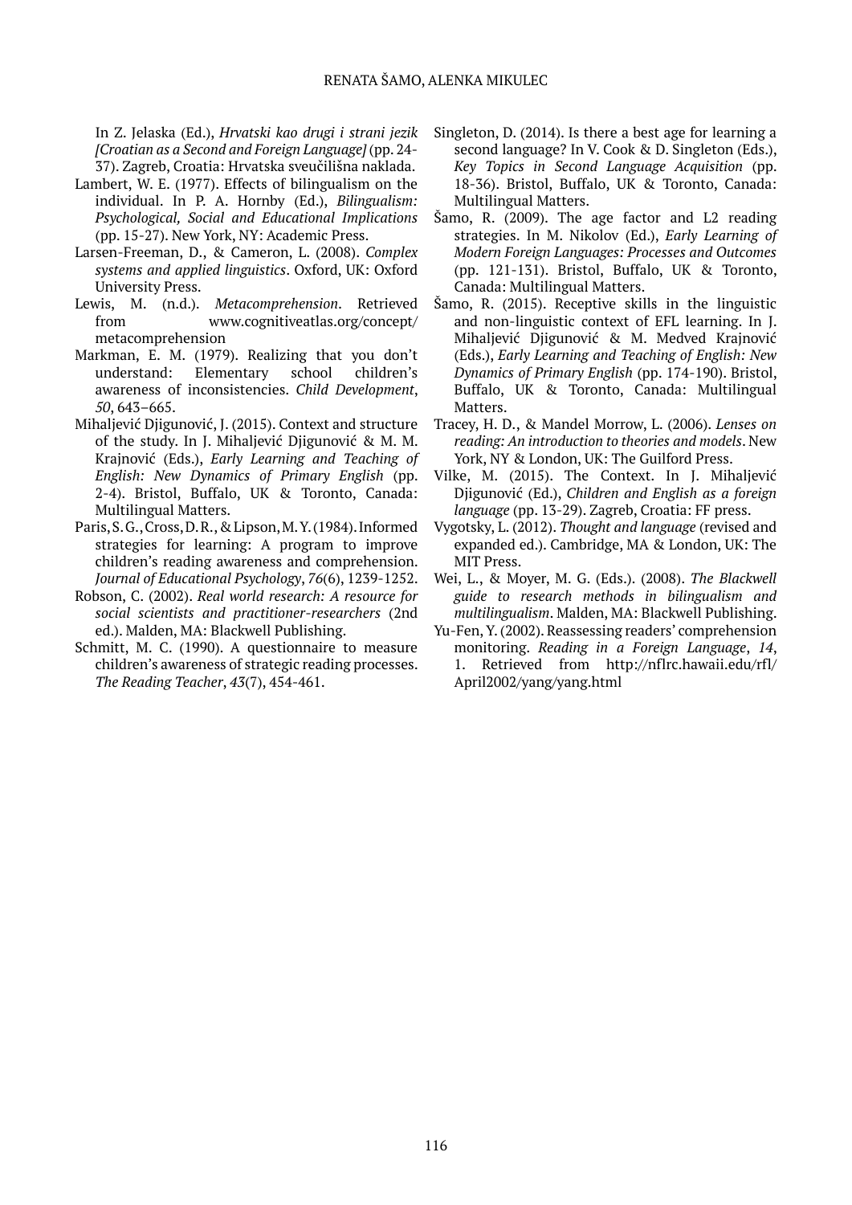In Z. Jelaska (Ed.), *Hrvatski kao drugi i strani jezik [Croatian as a Second and Foreign Language]* (pp. 24-37). Zagreb, Croatia: Hrvatska sveučilišna naklada.

Lambert, W. E. (1977). Effects of bilingualism on the individual. In P. A. Hornby (Ed.), *Bilingualism: Psychological, Social and Educational Implications* (pp. 15-27). New York, NY: Academic Press.

Larsen-Freeman, D., & Cameron, L. (2008). *Complex systems and applied linguistics*. Oxford, UK: Oxford University Press.

Lewis, M. (n.d.). *Metacomprehension*. Retrieved from www.cognitiveatlas.org/concept/metacomprehension

Markman, E. M. (1979). Realizing that you don't understand: Elementary school children's awareness of inconsistencies. *Child Development*, *50*, 643–665.

Mihaljević Djigunović, J. (2015). Context and structure of the study. In J. Mihaljević Djigunović & M. M. Krajnović (Eds.), *Early Learning and Teaching of English: New Dynamics of Primary English* (pp. 2-4). Bristol, Buffalo, UK & Toronto, Canada: Multilingual Matters.

Paris, S. G., Cross, D. R., & Lipson, M. Y. (1984). Informed strategies for learning: A program to improve children's reading awareness and comprehension. *Journal of Educational Psychology*, *76*(6), 1239-1252.

Robson, C. (2002). *Real world research: A resource for social scientists and practitioner-researchers* (2nd ed.). Malden, MA: Blackwell Publishing.

Schmitt, M. C. (1990). A questionnaire to measure children's awareness of strategic reading processes. *The Reading Teacher*, *43*(7), 454-461.

Singleton, D. (2014). Is there a best age for learning a second language? In V. Cook & D. Singleton (Eds.), *Key Topics in Second Language Acquisition* (pp. 18-36). Bristol, Buffalo, UK & Toronto, Canada: Multilingual Matters.

Šamo, R. (2009). The age factor and L2 reading strategies. In M. Nikolov (Ed.), *Early Learning of Modern Foreign Languages: Processes and Outcomes* (pp. 121-131). Bristol, Buffalo, UK & Toronto, Canada: Multilingual Matters.

Šamo, R. (2015). Receptive skills in the linguistic and non-linguistic context of EFL learning. In J. Mihaljević Djigunović & M. Medved Krajnović (Eds.), *Early Learning and Teaching of English: New Dynamics of Primary English* (pp. 174-190). Bristol, Buffalo, UK & Toronto, Canada: Multilingual Matters.

Tracey, H. D., & Mandel Morrow, L. (2006). *Lenses on reading: An introduction to theories and models*. New York, NY & London, UK: The Guilford Press.

Vilke, M. (2015). The Context. In J. Mihaljević Djigunović (Ed.), *Children and English as a foreign language* (pp. 13-29). Zagreb, Croatia: FF press.

Vygotsky, L. (2012). *Thought and language* (revised and expanded ed.). Cambridge, MA & London, UK: The MIT Press.

Wei, L., & Moyer, M. G. (Eds.). (2008). *The Blackwell guide to research methods in bilingualism and multilingualism*. Malden, MA: Blackwell Publishing.

Yu-Fen, Y. (2002). Reassessing readers' comprehension monitoring. *Reading in a Foreign Language*, *14*, 1. Retrieved from http://nflrc.hawaii.edu/rfl/April2002/yang/yang.html